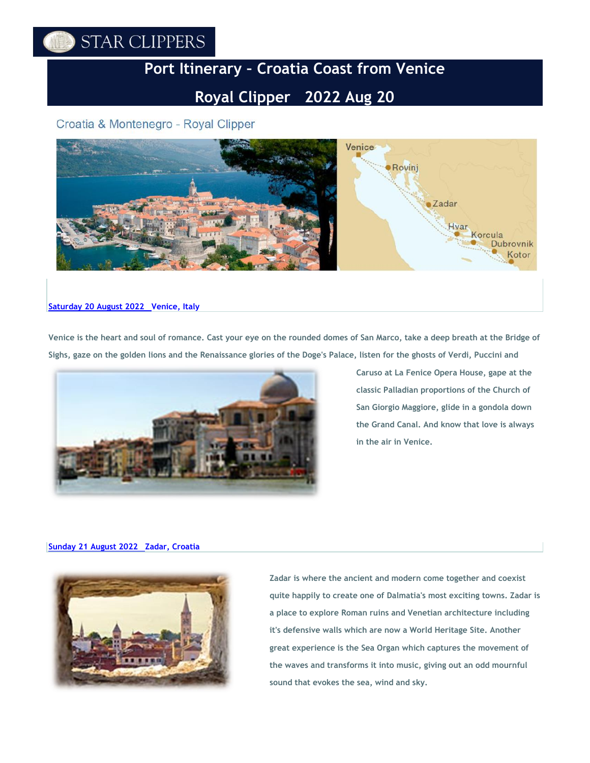STAR CLIPPERS

# Port Itinerary – Croatia Coast from Venice

# Royal Clipper 2022 Aug 20

## Croatia & Montenegro - Royal Clipper

### Saturday 20 August 2022 Venice, Italy

Venice is the heart and soul of romance. Cast your eye on the rounded domes of San Marco, take a deep breath at the Bridge of Sighs, gaze on the golden lions and the Renaissance glories of the Doge's Palace, listen for the ghosts of Verdi, Puccini and Caruso at La Fenice Opera House, gape at the classic Palladian proportions of the Church of San Giorgio Maggiore, glide in a gondola down the Grand Canal. And know that love is always in the air in Venice.

### Sunday 21 August 2022 Zadar, Croatia

Zadar is where the ancient and modern come together and coexist quite happily to create one of Dalmatia's most exciting towns. Zadar is a place to explore Roman ruins and Venetian architecture including it's defensive walls which are now a World Heritage Site. Another great experience is the Sea Organ which captures the movement of the waves and transforms it into music, giving out an odd mournful sound that evokes the sea, wind and sky.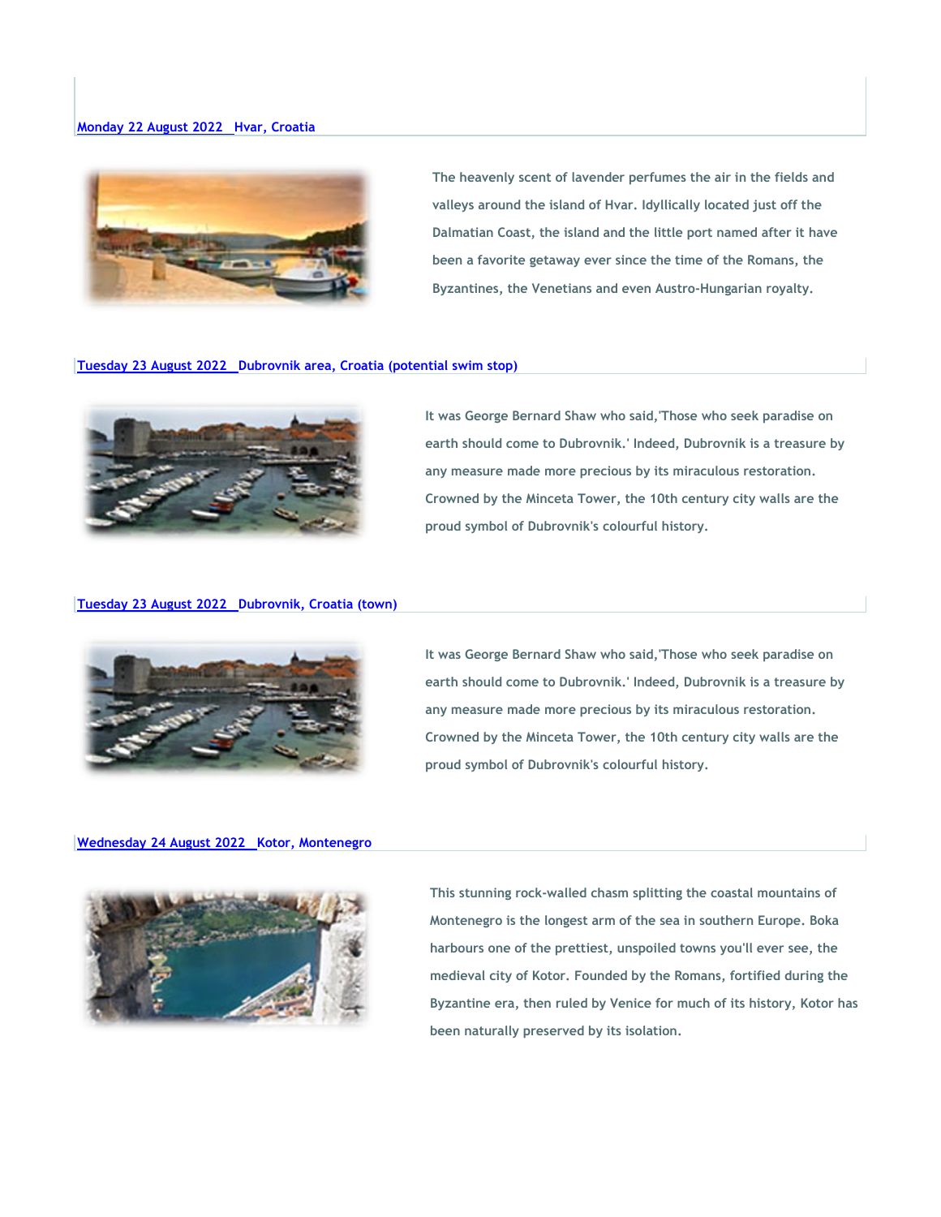### Monday 22 August 2022 Hvar, Croatia

The heavenly scent of lavender perfumes the air in the fields and valleys around the island of Hvar. Idyllically located just off the Dalmatian Coast, the island and the little port named after it have been a favorite getaway ever since the time of the Romans, the Byzantines, the Venetians and even Austro-Hungarian royalty.

### Tuesday 23 August 2022 Dubrovnik area, Croatia (potential swim stop)

It was George Bernard Shaw who said,'Those who seek paradise on earth should come to Dubrovnik.' Indeed, Dubrovnik is a treasure by any measure made more precious by its miraculous restoration. Crowned by the Minceta Tower, the 10th century city walls are the proud symbol of Dubrovnik's colourful history.

### Tuesday 23 August 2022 Dubrovnik, Croatia (town)

It was George Bernard Shaw who said,'Those who seek paradise on earth should come to Dubrovnik.' Indeed, Dubrovnik is a treasure by any measure made more precious by its miraculous restoration. Crowned by the Minceta Tower, the 10th century city walls are the proud symbol of Dubrovnik's colourful history.

### Wednesday 24 August 2022 Kotor, Montenegro

This stunning rock-walled chasm splitting the coastal mountains of Montenegro is the longest arm of the sea in southern Europe. Boka harbours one of the prettiest, unspoiled towns you'll ever see, the medieval city of Kotor. Founded by the Romans, fortified during the Byzantine era, then ruled by Venice for much of its history, Kotor has been naturally preserved by its isolation.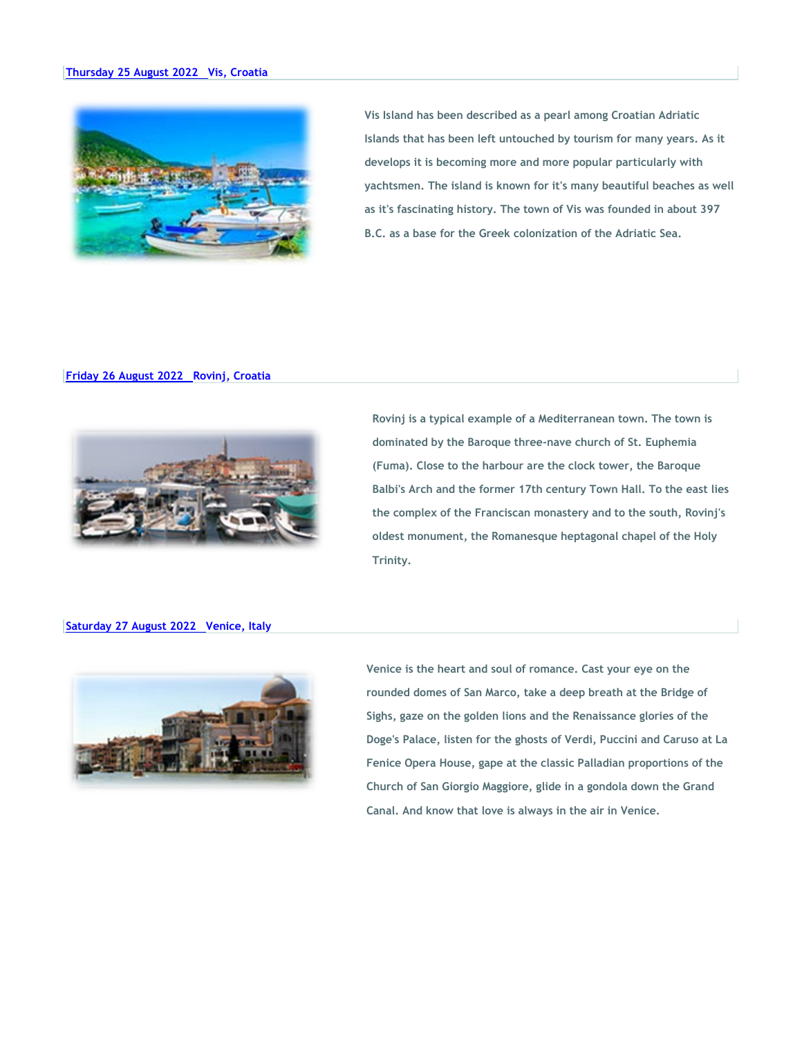### Thursday 25 August 2022 Vis, Croatia

Vis Island has been described as a pearl among Croatian Adriatic Islands that has been left untouched by tourism for many years. As it develops it is becoming more and more popular particularly with yachtsmen. The island is known for it's many beautiful beaches as well as it's fascinating history. The town of Vis was founded in about 397 B.C. as a base for the Greek colonization of the Adriatic Sea.

### Friday 26 August 2022 Rovinj, Croatia

Rovinj is a typical example of a Mediterranean town. The town is dominated by the Baroque three-nave church of St. Euphemia (Fuma). Close to the harbour are the clock tower, the Baroque Balbi's Arch and the former 17th century Town Hall. To the east lies the complex of the Franciscan monastery and to the south, Rovinj's oldest monument, the Romanesque heptagonal chapel of the Holy Trinity.

### Saturday 27 August 2022 Venice, Italy

Venice is the heart and soul of romance. Cast your eye on the rounded domes of San Marco, take a deep breath at the Bridge of Sighs, gaze on the golden lions and the Renaissance glories of the Doge's Palace, listen for the ghosts of Verdi, Puccini and Caruso at La Fenice Opera House, gape at the classic Palladian proportions of the Church of San Giorgio Maggiore, glide in a gondola down the Grand Canal. And know that love is always in the air in Venice.